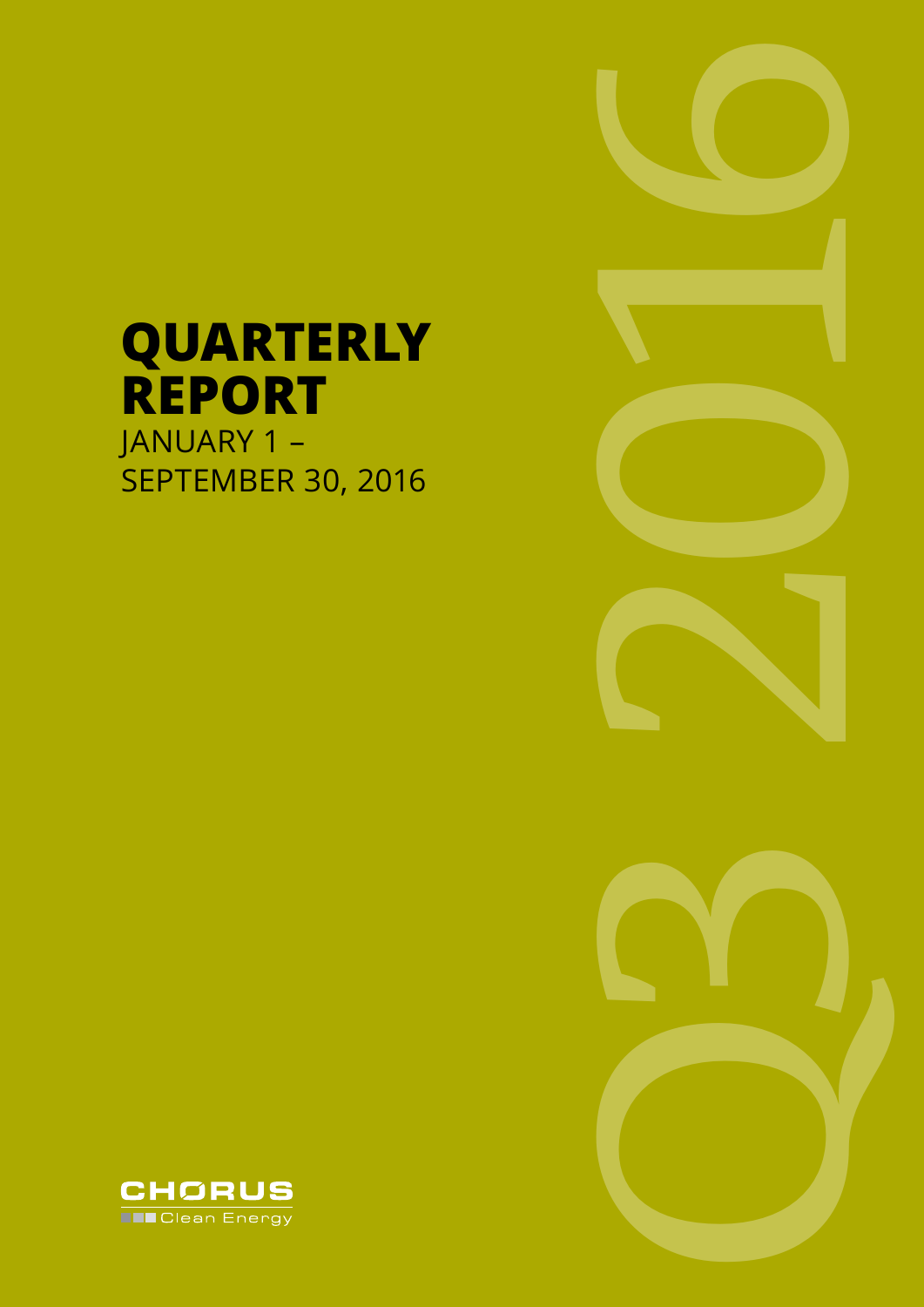# QUARTERLY REPORT

JANUARY 1 – SEPTEMBER 30, 2016

Q3 2016

CHORUS Clean Energy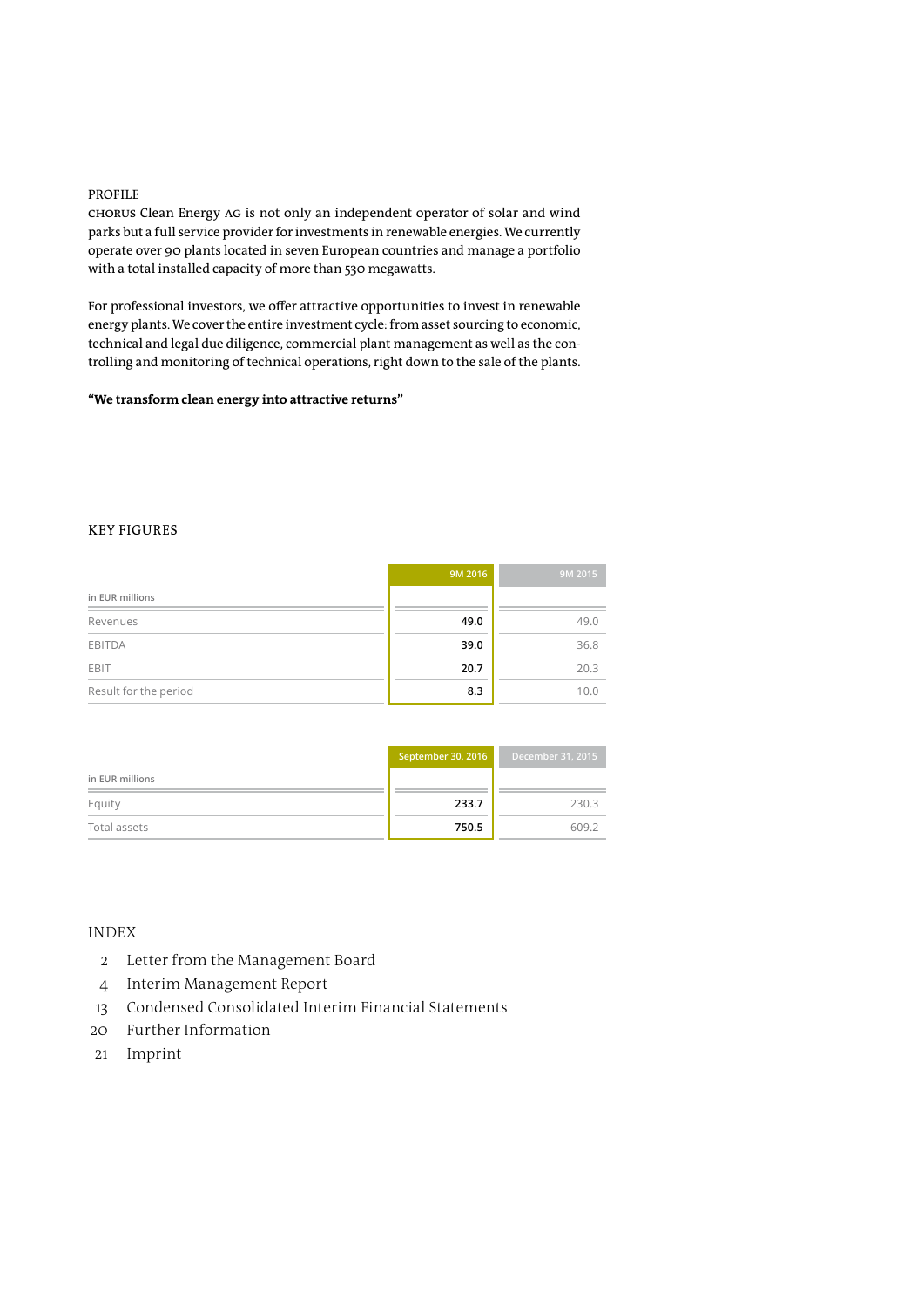## PROFILE

CHORUS Clean Energy AG is not only an independent operator of solar and wind parks but a full service provider for investments in renewable energies. We currently operate over 90 plants located in seven European countries and manage a portfolio with a total installed capacity of more than 530 megawatts.

For professional investors, we offer attractive opportunities to invest in renewable energy plants. We cover the entire investment cycle: from asset sourcing to economic, technical and legal due diligence, commercial plant management as well as the controlling and monitoring of technical operations, right down to the sale of the plants.

**"We transform clean energy into attractive returns"**

## KEY FIGURES

| in EUR millions | 9M 2016 | 9M 2015 |
|---|---|---|
| Revenues | **49.0** | 49.0 |
| EBITDA | **39.0** | 36.8 |
| EBIT | **20.7** | 20.3 |
| Result for the period | **8.3** | 10.0 |

| in EUR millions | September 30, 2016 | December 31, 2015 |
|---|---|---|
| Equity | **233.7** | 230.3 |
| Total assets | **750.5** | 609.2 |

## INDEX

- 2 Letter from the Management Board
- 4 Interim Management Report
- 13 Condensed Consolidated Interim Financial Statements
- 20 Further Information
- 21 Imprint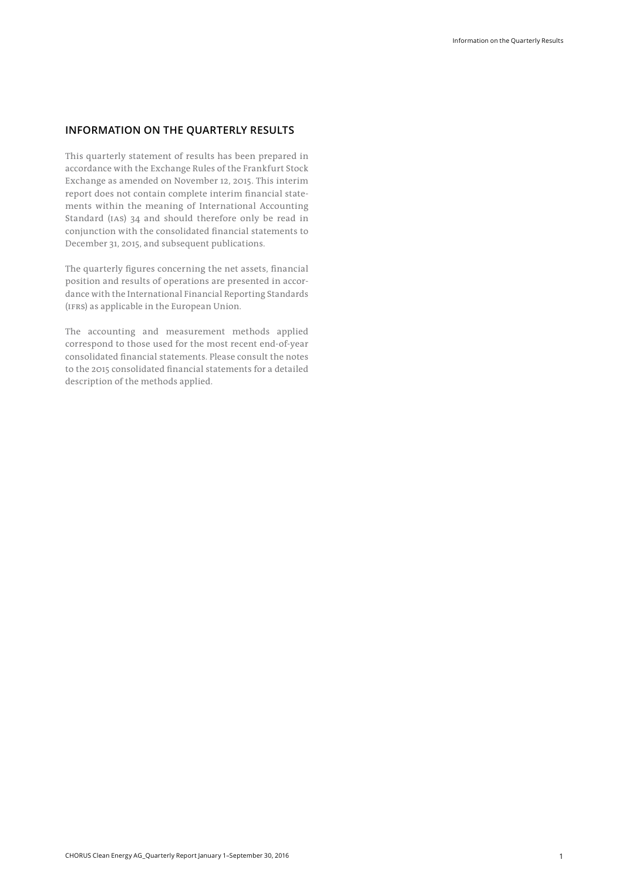## INFORMATION ON THE QUARTERLY RESULTS

This quarterly statement of results has been prepared in accordance with the Exchange Rules of the Frankfurt Stock Exchange as amended on November 12, 2015. This interim report does not contain complete interim financial statements within the meaning of International Accounting Standard (IAS) 34 and should therefore only be read in conjunction with the consolidated financial statements to December 31, 2015, and subsequent publications.

The quarterly figures concerning the net assets, financial position and results of operations are presented in accordance with the International Financial Reporting Standards (IFRS) as applicable in the European Union.

The accounting and measurement methods applied correspond to those used for the most recent end-of-year consolidated financial statements. Please consult the notes to the 2015 consolidated financial statements for a detailed description of the methods applied.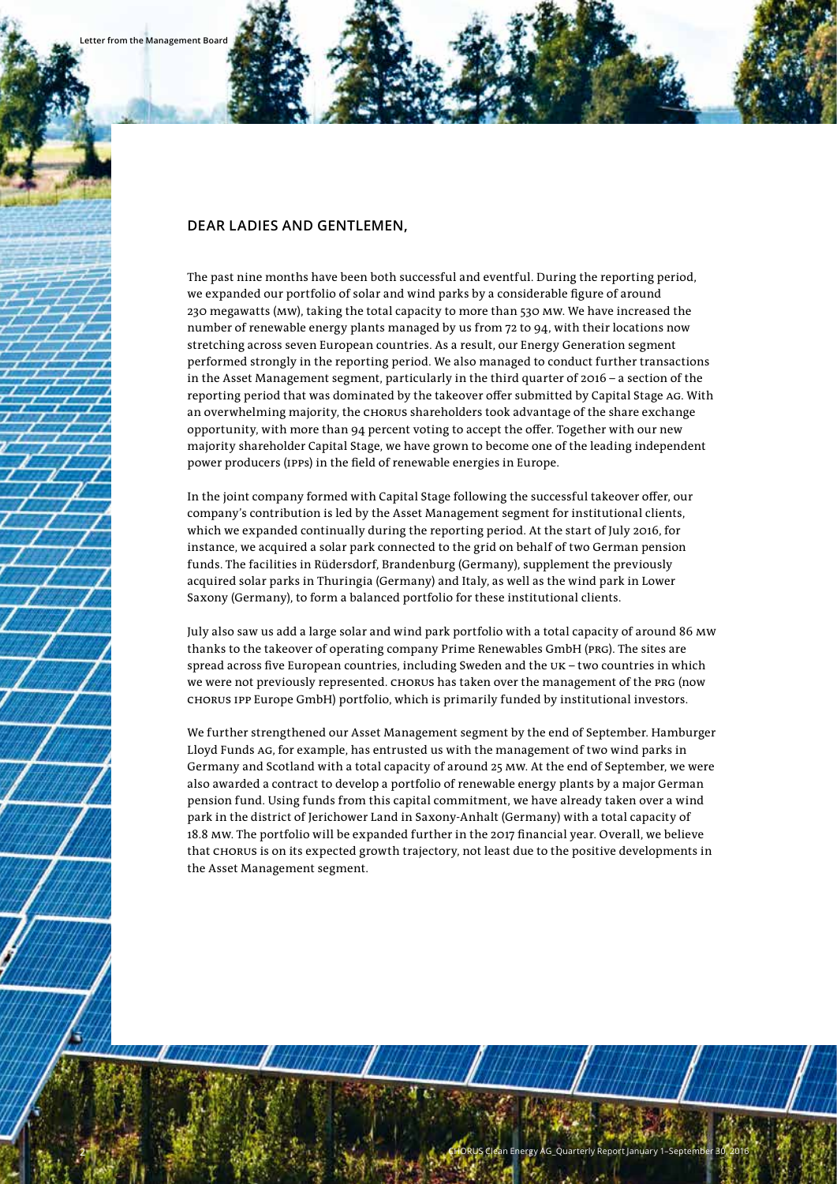## DEAR LADIES AND GENTLEMEN,

The past nine months have been both successful and eventful. During the reporting period, we expanded our portfolio of solar and wind parks by a considerable figure of around 230 megawatts (MW), taking the total capacity to more than 530 MW. We have increased the number of renewable energy plants managed by us from 72 to 94, with their locations now stretching across seven European countries. As a result, our Energy Generation segment performed strongly in the reporting period. We also managed to conduct further transactions in the Asset Management segment, particularly in the third quarter of 2016 – a section of the reporting period that was dominated by the takeover offer submitted by Capital Stage AG. With an overwhelming majority, the CHORUS shareholders took advantage of the share exchange opportunity, with more than 94 percent voting to accept the offer. Together with our new majority shareholder Capital Stage, we have grown to become one of the leading independent power producers (IPPs) in the field of renewable energies in Europe.

In the joint company formed with Capital Stage following the successful takeover offer, our company's contribution is led by the Asset Management segment for institutional clients, which we expanded continually during the reporting period. At the start of July 2016, for instance, we acquired a solar park connected to the grid on behalf of two German pension funds. The facilities in Rüdersdorf, Brandenburg (Germany), supplement the previously acquired solar parks in Thuringia (Germany) and Italy, as well as the wind park in Lower Saxony (Germany), to form a balanced portfolio for these institutional clients.

July also saw us add a large solar and wind park portfolio with a total capacity of around 86 MW thanks to the takeover of operating company Prime Renewables GmbH (PRG). The sites are spread across five European countries, including Sweden and the UK – two countries in which we were not previously represented. CHORUS has taken over the management of the PRG (now CHORUS IPP Europe GmbH) portfolio, which is primarily funded by institutional investors.

We further strengthened our Asset Management segment by the end of September. Hamburger Lloyd Funds AG, for example, has entrusted us with the management of two wind parks in Germany and Scotland with a total capacity of around 25 MW. At the end of September, we were also awarded a contract to develop a portfolio of renewable energy plants by a major German pension fund. Using funds from this capital commitment, we have already taken over a wind park in the district of Jerichower Land in Saxony-Anhalt (Germany) with a total capacity of 18.8 MW. The portfolio will be expanded further in the 2017 financial year. Overall, we believe that CHORUS is on its expected growth trajectory, not least due to the positive developments in the Asset Management segment.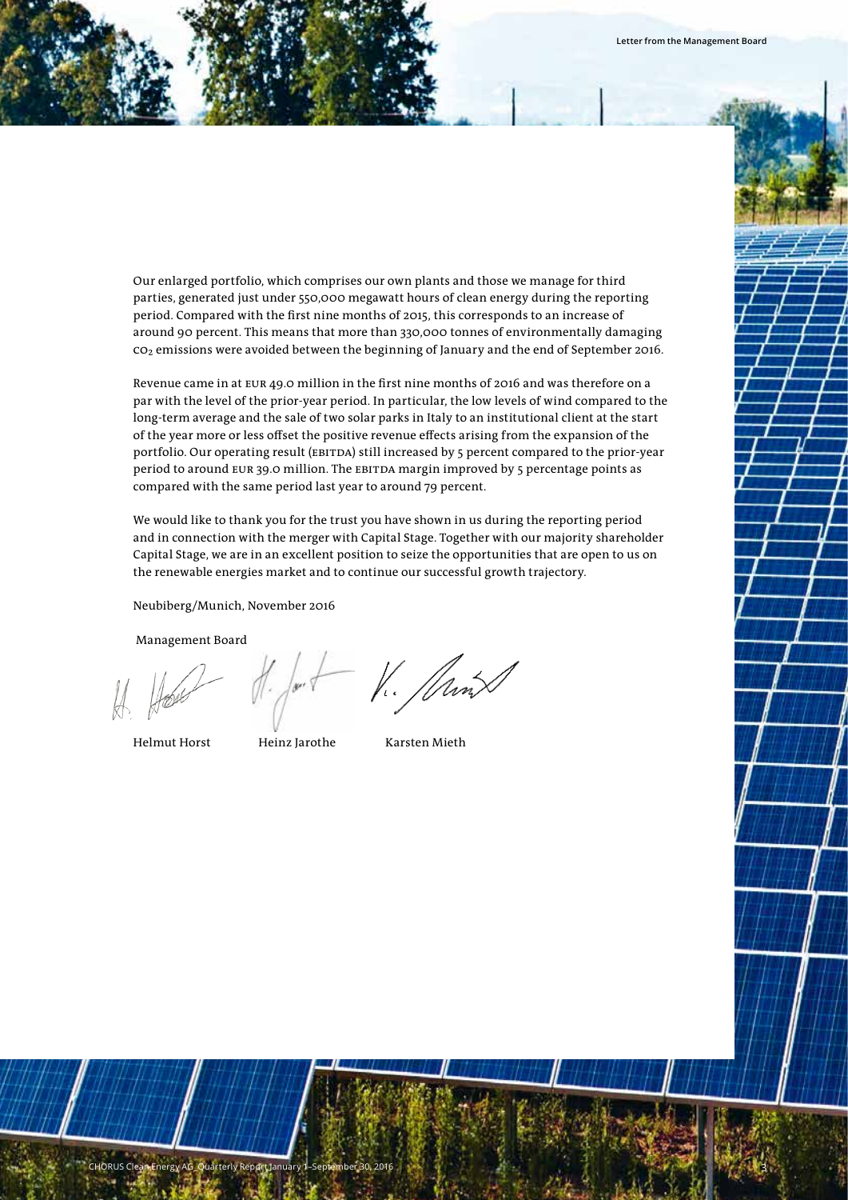Our enlarged portfolio, which comprises our own plants and those we manage for third parties, generated just under 550,000 megawatt hours of clean energy during the reporting period. Compared with the first nine months of 2015, this corresponds to an increase of around 90 percent. This means that more than 330,000 tonnes of environmentally damaging $CO_2$ emissions were avoided between the beginning of January and the end of September 2016.

Revenue came in at EUR 49.0 million in the first nine months of 2016 and was therefore on a par with the level of the prior-year period. In particular, the low levels of wind compared to the long-term average and the sale of two solar parks in Italy to an institutional client at the start of the year more or less offset the positive revenue effects arising from the expansion of the portfolio. Our operating result (EBITDA) still increased by 5 percent compared to the prior-year period to around EUR 39.0 million. The EBITDA margin improved by 5 percentage points as compared with the same period last year to around 79 percent.

We would like to thank you for the trust you have shown in us during the reporting period and in connection with the merger with Capital Stage. Together with our majority shareholder Capital Stage, we are in an excellent position to seize the opportunities that are open to us on the renewable energies market and to continue our successful growth trajectory.

Neubiberg/Munich, November 2016

Management Board

Helmut Horst    Heinz Jarothe    Karsten Mieth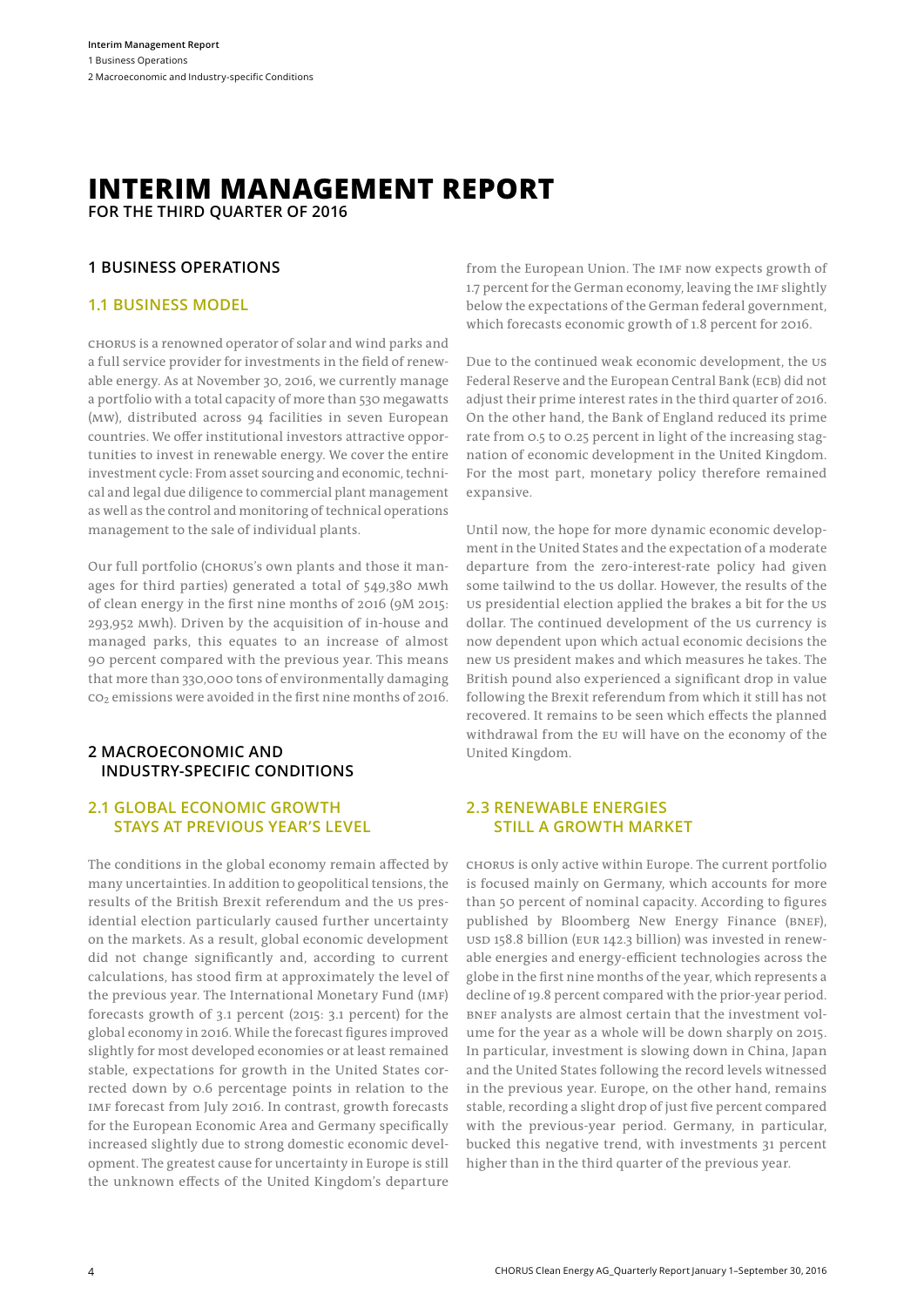# INTERIM MANAGEMENT REPORT

**FOR THE THIRD QUARTER OF 2016**

## 1 BUSINESS OPERATIONS

### 1.1 BUSINESS MODEL

CHORUS is a renowned operator of solar and wind parks and a full service provider for investments in the field of renewable energy. As at November 30, 2016, we currently manage a portfolio with a total capacity of more than 530 megawatts (MW), distributed across 94 facilities in seven European countries. We offer institutional investors attractive opportunities to invest in renewable energy. We cover the entire investment cycle: From asset sourcing and economic, technical and legal due diligence to commercial plant management as well as the control and monitoring of technical operations management to the sale of individual plants.

Our full portfolio (CHORUS's own plants and those it manages for third parties) generated a total of 549,380 MWh of clean energy in the first nine months of 2016 (9M 2015: 293,952 MWh). Driven by the acquisition of in-house and managed parks, this equates to an increase of almost 90 percent compared with the previous year. This means that more than 330,000 tons of environmentally damaging $CO_2$ emissions were avoided in the first nine months of 2016.

## 2 MACROECONOMIC AND INDUSTRY-SPECIFIC CONDITIONS

### 2.1 GLOBAL ECONOMIC GROWTH STAYS AT PREVIOUS YEAR'S LEVEL

The conditions in the global economy remain affected by many uncertainties. In addition to geopolitical tensions, the results of the British Brexit referendum and the US presidential election particularly caused further uncertainty on the markets. As a result, global economic development did not change significantly and, according to current calculations, has stood firm at approximately the level of the previous year. The International Monetary Fund (IMF) forecasts growth of 3.1 percent (2015: 3.1 percent) for the global economy in 2016. While the forecast figures improved slightly for most developed economies or at least remained stable, expectations for growth in the United States corrected down by 0.6 percentage points in relation to the IMF forecast from July 2016. In contrast, growth forecasts for the European Economic Area and Germany specifically increased slightly due to strong domestic economic development. The greatest cause for uncertainty in Europe is still the unknown effects of the United Kingdom's departure from the European Union. The IMF now expects growth of 1.7 percent for the German economy, leaving the IMF slightly below the expectations of the German federal government, which forecasts economic growth of 1.8 percent for 2016.

Due to the continued weak economic development, the US Federal Reserve and the European Central Bank (ECB) did not adjust their prime interest rates in the third quarter of 2016. On the other hand, the Bank of England reduced its prime rate from 0.5 to 0.25 percent in light of the increasing stagnation of economic development in the United Kingdom. For the most part, monetary policy therefore remained expansive.

Until now, the hope for more dynamic economic development in the United States and the expectation of a moderate departure from the zero-interest-rate policy had given some tailwind to the US dollar. However, the results of the US presidential election applied the brakes a bit for the US dollar. The continued development of the US currency is now dependent upon which actual economic decisions the new US president makes and which measures he takes. The British pound also experienced a significant drop in value following the Brexit referendum from which it still has not recovered. It remains to be seen which effects the planned withdrawal from the EU will have on the economy of the United Kingdom.

### 2.3 RENEWABLE ENERGIES STILL A GROWTH MARKET

CHORUS is only active within Europe. The current portfolio is focused mainly on Germany, which accounts for more than 50 percent of nominal capacity. According to figures published by Bloomberg New Energy Finance (BNEF), USD 158.8 billion (EUR 142.3 billion) was invested in renewable energies and energy-efficient technologies across the globe in the first nine months of the year, which represents a decline of 19.8 percent compared with the prior-year period. BNEF analysts are almost certain that the investment volume for the year as a whole will be down sharply on 2015. In particular, investment is slowing down in China, Japan and the United States following the record levels witnessed in the previous year. Europe, on the other hand, remains stable, recording a slight drop of just five percent compared with the previous-year period. Germany, in particular, bucked this negative trend, with investments 31 percent higher than in the third quarter of the previous year.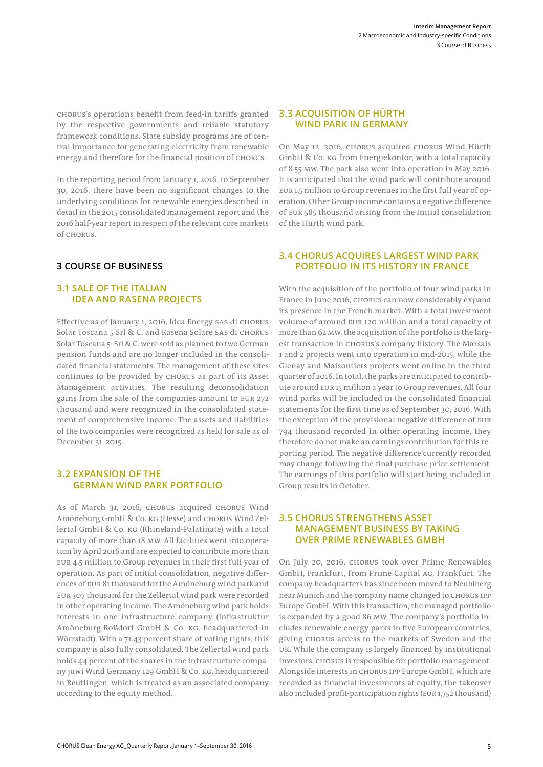CHORUS's operations benefit from feed-in tariffs granted by the respective governments and reliable statutory framework conditions. State subsidy programs are of central importance for generating electricity from renewable energy and therefore for the financial position of CHORUS.

In the reporting period from January 1, 2016, to September 30, 2016, there have been no significant changes to the underlying conditions for renewable energies described in detail in the 2015 consolidated management report and the 2016 half-year report in respect of the relevant core markets of CHORUS.

## 3 COURSE OF BUSINESS

### 3.1 SALE OF THE ITALIAN IDEA AND RASENA PROJECTS

Effective as of January 1, 2016, Idea Energy SAS di CHORUS Solar Toscana 5 Srl & C. and Rasena Solare SAS di CHORUS Solar Toscana 5. Srl & C. were sold as planned to two German pension funds and are no longer included in the consolidated financial statements. The management of these sites continues to be provided by CHORUS as part of its Asset Management activities. The resulting deconsolidation gains from the sale of the companies amount to EUR 272 thousand and were recognized in the consolidated statement of comprehensive income. The assets and liabilities of the two companies were recognized as held for sale as of December 31, 2015.

### 3.2 EXPANSION OF THE GERMAN WIND PARK PORTFOLIO

As of March 31, 2016, CHORUS acquired CHORUS Wind Amöneburg GmbH & Co. KG (Hesse) and CHORUS Wind Zellertal GmbH & Co. KG (Rhineland-Palatinate) with a total capacity of more than 18 MW. All facilities went into operation by April 2016 and are expected to contribute more than EUR 4.5 million to Group revenues in their first full year of operation. As part of initial consolidation, negative differences of EUR 81 thousand for the Amöneburg wind park and EUR 307 thousand for the Zellertal wind park were recorded in other operating income. The Amöneburg wind park holds interests in one infrastructure company (Infrastruktur Amöneburg-Roßdorf GmbH & Co. KG, headquartered in Wörrstadt). With a 71.43 percent share of voting rights, this company is also fully consolidated. The Zellertal wind park holds 44 percent of the shares in the infrastructure company juwi Wind Germany 129 GmbH & Co. KG, headquartered in Reutlingen, which is treated as an associated company according to the equity method.

### 3.3 ACQUISITION OF HÜRTH WIND PARK IN GERMANY

On May 12, 2016, CHORUS acquired CHORUS Wind Hürth GmbH & Co. KG from Energiekontor, with a total capacity of 8.55 MW. The park also went into operation in May 2016. It is anticipated that the wind park will contribute around EUR 1.5 million to Group revenues in the first full year of operation. Other Group income contains a negative difference of EUR 585 thousand arising from the initial consolidation of the Hürth wind park.

### 3.4 CHORUS ACQUIRES LARGEST WIND PARK PORTFOLIO IN ITS HISTORY IN FRANCE

With the acquisition of the portfolio of four wind parks in France in June 2016, CHORUS can now considerably expand its presence in the French market. With a total investment volume of around EUR 120 million and a total capacity of more than 62 MW, the acquisition of the portfolio is the largest transaction in CHORUS's company history. The Marsais 1 and 2 projects went into operation in mid-2015, while the Glenay and Maisontiers projects went online in the third quarter of 2016. In total, the parks are anticipated to contribute around EUR 15 million a year to Group revenues. All four wind parks will be included in the consolidated financial statements for the first time as of September 30, 2016. With the exception of the provisional negative difference of EUR 794 thousand recorded in other operating income, they therefore do not make an earnings contribution for this reporting period. The negative difference currently recorded may change following the final purchase price settlement. The earnings of this portfolio will start being included in Group results in October.

### 3.5 CHORUS STRENGTHENS ASSET MANAGEMENT BUSINESS BY TAKING OVER PRIME RENEWABLES GMBH

On July 20, 2016, CHORUS took over Prime Renewables GmbH, Frankfurt, from Prime Capital AG, Frankfurt. The company headquarters has since been moved to Neubiberg near Munich and the company name changed to CHORUS IPP Europe GmbH. With this transaction, the managed portfolio is expanded by a good 86 MW. The company's portfolio includes renewable energy parks in five European countries, giving CHORUS access to the markets of Sweden and the UK. While the company is largely financed by institutional investors, CHORUS is responsible for portfolio management. Alongside interests in CHORUS IPP Europe GmbH, which are recorded as financial investments at equity, the takeover also included profit-participation rights (EUR 1,752 thousand)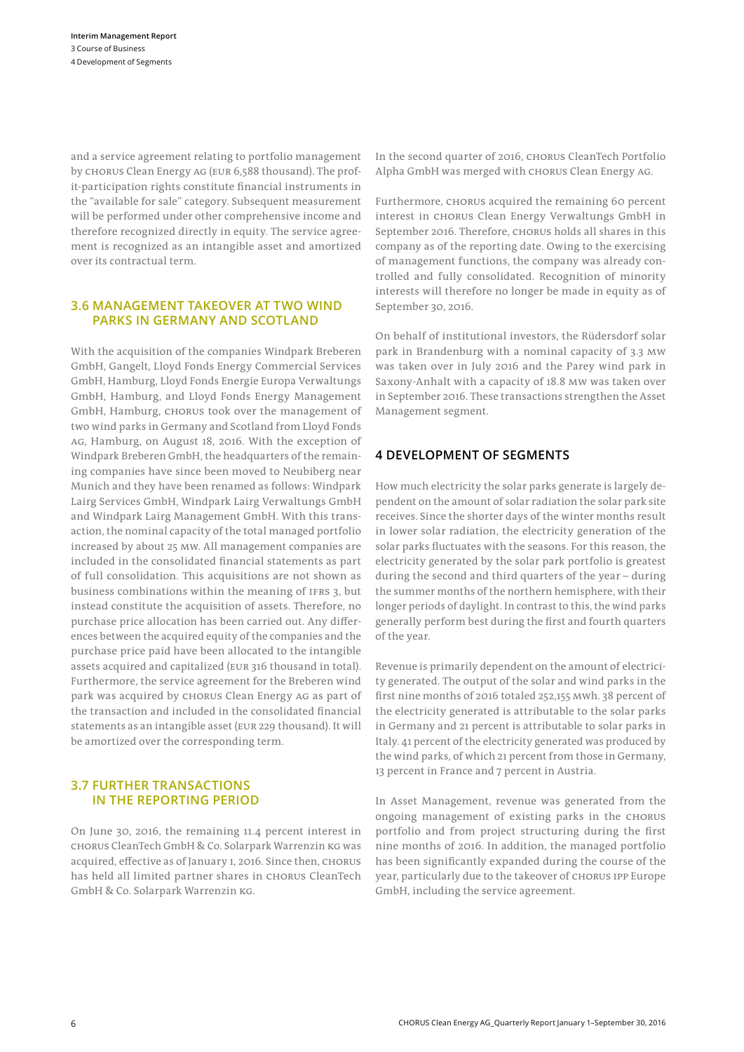and a service agreement relating to portfolio management by CHORUS Clean Energy AG (EUR 6,588 thousand). The profit-participation rights constitute financial instruments in the "available for sale" category. Subsequent measurement will be performed under other comprehensive income and therefore recognized directly in equity. The service agreement is recognized as an intangible asset and amortized over its contractual term.

### 3.6 MANAGEMENT TAKEOVER AT TWO WIND PARKS IN GERMANY AND SCOTLAND

With the acquisition of the companies Windpark Breberen GmbH, Gangelt, Lloyd Fonds Energy Commercial Services GmbH, Hamburg, Lloyd Fonds Energie Europa Verwaltungs GmbH, Hamburg, and Lloyd Fonds Energy Management GmbH, Hamburg, CHORUS took over the management of two wind parks in Germany and Scotland from Lloyd Fonds AG, Hamburg, on August 18, 2016. With the exception of Windpark Breberen GmbH, the headquarters of the remaining companies have since been moved to Neubiberg near Munich and they have been renamed as follows: Windpark Lairg Services GmbH, Windpark Lairg Verwaltungs GmbH and Windpark Lairg Management GmbH. With this transaction, the nominal capacity of the total managed portfolio increased by about 25 MW. All management companies are included in the consolidated financial statements as part of full consolidation. This acquisitions are not shown as business combinations within the meaning of IFRS 3, but instead constitute the acquisition of assets. Therefore, no purchase price allocation has been carried out. Any differences between the acquired equity of the companies and the purchase price paid have been allocated to the intangible assets acquired and capitalized (EUR 316 thousand in total). Furthermore, the service agreement for the Breberen wind park was acquired by CHORUS Clean Energy AG as part of the transaction and included in the consolidated financial statements as an intangible asset (EUR 229 thousand). It will be amortized over the corresponding term.

### 3.7 FURTHER TRANSACTIONS IN THE REPORTING PERIOD

On June 30, 2016, the remaining 11.4 percent interest in CHORUS CleanTech GmbH & Co. Solarpark Warrenzin KG was acquired, effective as of January 1, 2016. Since then, CHORUS has held all limited partner shares in CHORUS CleanTech GmbH & Co. Solarpark Warrenzin KG.

In the second quarter of 2016, CHORUS CleanTech Portfolio Alpha GmbH was merged with CHORUS Clean Energy AG.

Furthermore, CHORUS acquired the remaining 60 percent interest in CHORUS Clean Energy Verwaltungs GmbH in September 2016. Therefore, CHORUS holds all shares in this company as of the reporting date. Owing to the exercising of management functions, the company was already controlled and fully consolidated. Recognition of minority interests will therefore no longer be made in equity as of September 30, 2016.

On behalf of institutional investors, the Rüdersdorf solar park in Brandenburg with a nominal capacity of 3.3 MW was taken over in July 2016 and the Parey wind park in Saxony-Anhalt with a capacity of 18.8 MW was taken over in September 2016. These transactions strengthen the Asset Management segment.

## 4 DEVELOPMENT OF SEGMENTS

How much electricity the solar parks generate is largely dependent on the amount of solar radiation the solar park site receives. Since the shorter days of the winter months result in lower solar radiation, the electricity generation of the solar parks fluctuates with the seasons. For this reason, the electricity generated by the solar park portfolio is greatest during the second and third quarters of the year – during the summer months of the northern hemisphere, with their longer periods of daylight. In contrast to this, the wind parks generally perform best during the first and fourth quarters of the year.

Revenue is primarily dependent on the amount of electricity generated. The output of the solar and wind parks in the first nine months of 2016 totaled 252,155 MWh. 38 percent of the electricity generated is attributable to the solar parks in Germany and 21 percent is attributable to solar parks in Italy. 41 percent of the electricity generated was produced by the wind parks, of which 21 percent from those in Germany, 13 percent in France and 7 percent in Austria.

In Asset Management, revenue was generated from the ongoing management of existing parks in the CHORUS portfolio and from project structuring during the first nine months of 2016. In addition, the managed portfolio has been significantly expanded during the course of the year, particularly due to the takeover of CHORUS IPP Europe GmbH, including the service agreement.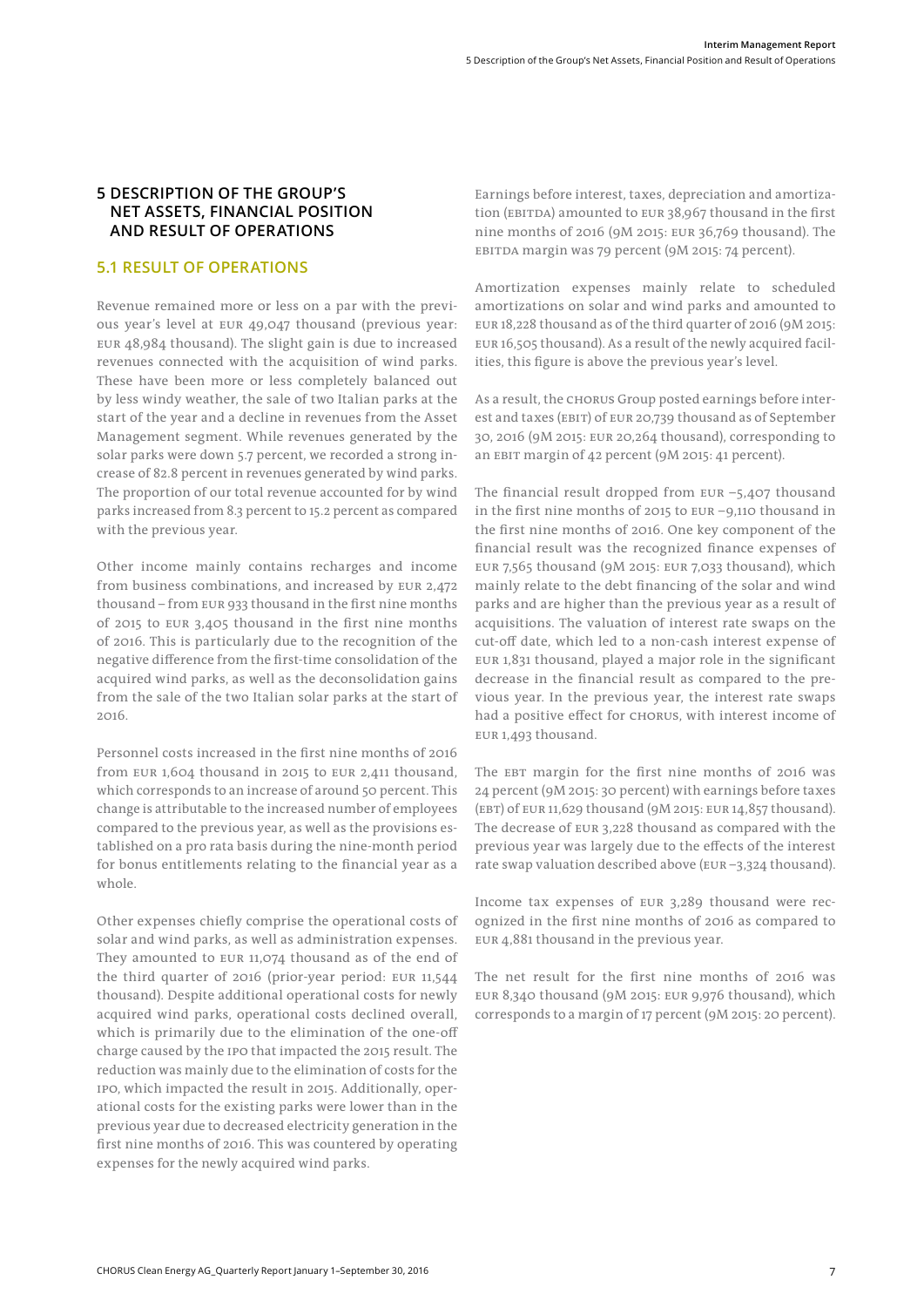## 5 DESCRIPTION OF THE GROUP'S NET ASSETS, FINANCIAL POSITION AND RESULT OF OPERATIONS

### 5.1 RESULT OF OPERATIONS

Revenue remained more or less on a par with the previous year's level at EUR 49,047 thousand (previous year: EUR 48,984 thousand). The slight gain is due to increased revenues connected with the acquisition of wind parks. These have been more or less completely balanced out by less windy weather, the sale of two Italian parks at the start of the year and a decline in revenues from the Asset Management segment. While revenues generated by the solar parks were down 5.7 percent, we recorded a strong increase of 82.8 percent in revenues generated by wind parks. The proportion of our total revenue accounted for by wind parks increased from 8.3 percent to 15.2 percent as compared with the previous year.

Other income mainly contains recharges and income from business combinations, and increased by EUR 2,472 thousand – from EUR 933 thousand in the first nine months of 2015 to EUR 3,405 thousand in the first nine months of 2016. This is particularly due to the recognition of the negative difference from the first-time consolidation of the acquired wind parks, as well as the deconsolidation gains from the sale of the two Italian solar parks at the start of 2016.

Personnel costs increased in the first nine months of 2016 from EUR 1,604 thousand in 2015 to EUR 2,411 thousand, which corresponds to an increase of around 50 percent. This change is attributable to the increased number of employees compared to the previous year, as well as the provisions established on a pro rata basis during the nine-month period for bonus entitlements relating to the financial year as a whole.

Other expenses chiefly comprise the operational costs of solar and wind parks, as well as administration expenses. They amounted to EUR 11,074 thousand as of the end of the third quarter of 2016 (prior-year period: EUR 11,544 thousand). Despite additional operational costs for newly acquired wind parks, operational costs declined overall, which is primarily due to the elimination of the one-off charge caused by the IPO that impacted the 2015 result. The reduction was mainly due to the elimination of costs for the IPO, which impacted the result in 2015. Additionally, operational costs for the existing parks were lower than in the previous year due to decreased electricity generation in the first nine months of 2016. This was countered by operating expenses for the newly acquired wind parks.

Earnings before interest, taxes, depreciation and amortization (EBITDA) amounted to EUR 38,967 thousand in the first nine months of 2016 (9M 2015: EUR 36,769 thousand). The EBITDA margin was 79 percent (9M 2015: 74 percent).

Amortization expenses mainly relate to scheduled amortizations on solar and wind parks and amounted to EUR 18,228 thousand as of the third quarter of 2016 (9M 2015: EUR 16,505 thousand). As a result of the newly acquired facilities, this figure is above the previous year's level.

As a result, the CHORUS Group posted earnings before interest and taxes (EBIT) of EUR 20,739 thousand as of September 30, 2016 (9M 2015: EUR 20,264 thousand), corresponding to an EBIT margin of 42 percent (9M 2015: 41 percent).

The financial result dropped from EUR –5,407 thousand in the first nine months of 2015 to EUR –9,110 thousand in the first nine months of 2016. One key component of the financial result was the recognized finance expenses of EUR 7,565 thousand (9M 2015: EUR 7,033 thousand), which mainly relate to the debt financing of the solar and wind parks and are higher than the previous year as a result of acquisitions. The valuation of interest rate swaps on the cut-off date, which led to a non-cash interest expense of EUR 1,831 thousand, played a major role in the significant decrease in the financial result as compared to the previous year. In the previous year, the interest rate swaps had a positive effect for CHORUS, with interest income of EUR 1,493 thousand.

The EBT margin for the first nine months of 2016 was 24 percent (9M 2015: 30 percent) with earnings before taxes (EBT) of EUR 11,629 thousand (9M 2015: EUR 14,857 thousand). The decrease of EUR 3,228 thousand as compared with the previous year was largely due to the effects of the interest rate swap valuation described above (EUR –3,324 thousand).

Income tax expenses of EUR 3,289 thousand were recognized in the first nine months of 2016 as compared to EUR 4,881 thousand in the previous year.

The net result for the first nine months of 2016 was EUR 8,340 thousand (9M 2015: EUR 9,976 thousand), which corresponds to a margin of 17 percent (9M 2015: 20 percent).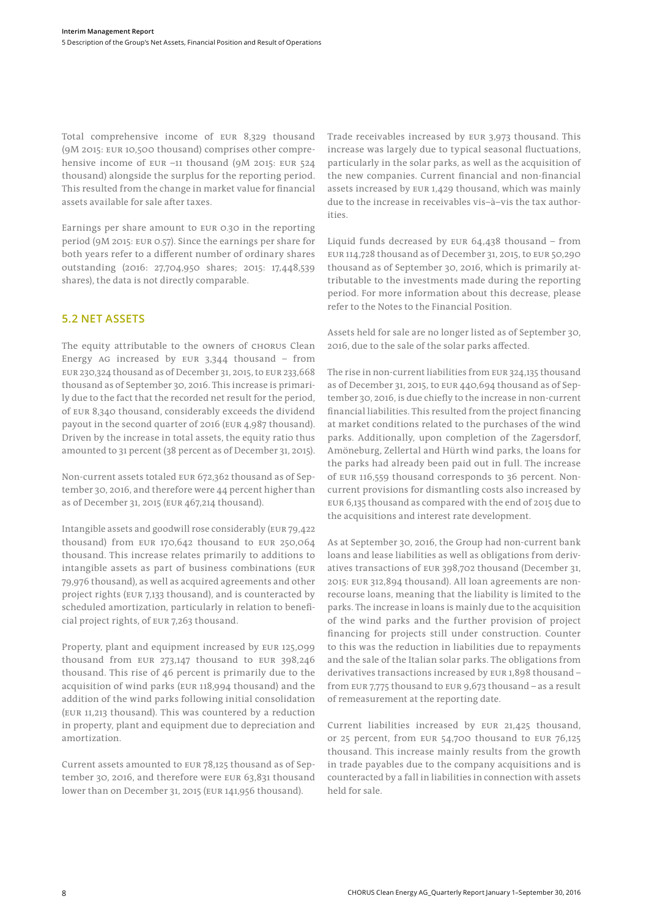Total comprehensive income of EUR 8,329 thousand (9M 2015: EUR 10,500 thousand) comprises other comprehensive income of EUR –11 thousand (9M 2015: EUR 524 thousand) alongside the surplus for the reporting period. This resulted from the change in market value for financial assets available for sale after taxes.

Earnings per share amount to EUR 0.30 in the reporting period (9M 2015: EUR 0.57). Since the earnings per share for both years refer to a different number of ordinary shares outstanding (2016: 27,704,950 shares; 2015: 17,448,539 shares), the data is not directly comparable.

## 5.2 NET ASSETS

The equity attributable to the owners of CHORUS Clean Energy AG increased by EUR 3,344 thousand – from EUR 230,324 thousand as of December 31, 2015, to EUR 233,668 thousand as of September 30, 2016. This increase is primarily due to the fact that the recorded net result for the period, of EUR 8,340 thousand, considerably exceeds the dividend payout in the second quarter of 2016 (EUR 4,987 thousand). Driven by the increase in total assets, the equity ratio thus amounted to 31 percent (38 percent as of December 31, 2015).

Non-current assets totaled EUR 672,362 thousand as of September 30, 2016, and therefore were 44 percent higher than as of December 31, 2015 (EUR 467,214 thousand).

Intangible assets and goodwill rose considerably (EUR 79,422 thousand) from EUR 170,642 thousand to EUR 250,064 thousand. This increase relates primarily to additions to intangible assets as part of business combinations (EUR 79,976 thousand), as well as acquired agreements and other project rights (EUR 7,133 thousand), and is counteracted by scheduled amortization, particularly in relation to beneficial project rights, of EUR 7,263 thousand.

Property, plant and equipment increased by EUR 125,099 thousand from EUR 273,147 thousand to EUR 398,246 thousand. This rise of 46 percent is primarily due to the acquisition of wind parks (EUR 118,994 thousand) and the addition of the wind parks following initial consolidation (EUR 11,213 thousand). This was countered by a reduction in property, plant and equipment due to depreciation and amortization.

Current assets amounted to EUR 78,125 thousand as of September 30, 2016, and therefore were EUR 63,831 thousand lower than on December 31, 2015 (EUR 141,956 thousand).

Trade receivables increased by EUR 3,973 thousand. This increase was largely due to typical seasonal fluctuations, particularly in the solar parks, as well as the acquisition of the new companies. Current financial and non-financial assets increased by EUR 1,429 thousand, which was mainly due to the increase in receivables vis–à–vis the tax authorities.

Liquid funds decreased by EUR 64,438 thousand – from EUR 114,728 thousand as of December 31, 2015, to EUR 50,290 thousand as of September 30, 2016, which is primarily attributable to the investments made during the reporting period. For more information about this decrease, please refer to the Notes to the Financial Position.

Assets held for sale are no longer listed as of September 30, 2016, due to the sale of the solar parks affected.

The rise in non-current liabilities from EUR 324,135 thousand as of December 31, 2015, to EUR 440,694 thousand as of September 30, 2016, is due chiefly to the increase in non-current financial liabilities. This resulted from the project financing at market conditions related to the purchases of the wind parks. Additionally, upon completion of the Zagersdorf, Amöneburg, Zellertal and Hürth wind parks, the loans for the parks had already been paid out in full. The increase of EUR 116,559 thousand corresponds to 36 percent. Non-current provisions for dismantling costs also increased by EUR 6,135 thousand as compared with the end of 2015 due to the acquisitions and interest rate development.

As at September 30, 2016, the Group had non-current bank loans and lease liabilities as well as obligations from derivatives transactions of EUR 398,702 thousand (December 31, 2015: EUR 312,894 thousand). All loan agreements are non-recourse loans, meaning that the liability is limited to the parks. The increase in loans is mainly due to the acquisition of the wind parks and the further provision of project financing for projects still under construction. Counter to this was the reduction in liabilities due to repayments and the sale of the Italian solar parks. The obligations from derivatives transactions increased by EUR 1,898 thousand – from EUR 7,775 thousand to EUR 9,673 thousand – as a result of remeasurement at the reporting date.

Current liabilities increased by EUR 21,425 thousand, or 25 percent, from EUR 54,700 thousand to EUR 76,125 thousand. This increase mainly results from the growth in trade payables due to the company acquisitions and is counteracted by a fall in liabilities in connection with assets held for sale.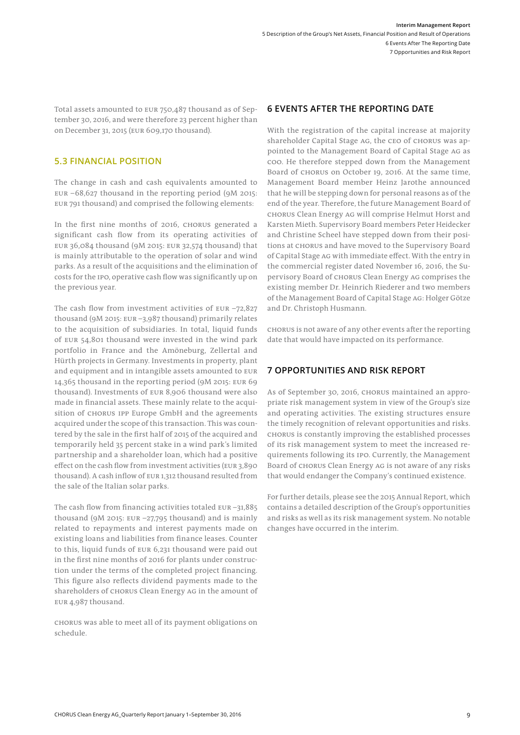Total assets amounted to EUR 750,487 thousand as of September 30, 2016, and were therefore 23 percent higher than on December 31, 2015 (EUR 609,170 thousand).

### 5.3 FINANCIAL POSITION

The change in cash and cash equivalents amounted to EUR –68,627 thousand in the reporting period (9M 2015: EUR 791 thousand) and comprised the following elements:

In the first nine months of 2016, CHORUS generated a significant cash flow from its operating activities of EUR 36,084 thousand (9M 2015: EUR 32,574 thousand) that is mainly attributable to the operation of solar and wind parks. As a result of the acquisitions and the elimination of costs for the IPO, operative cash flow was significantly up on the previous year.

The cash flow from investment activities of EUR –72,827 thousand (9M 2015: EUR –3,987 thousand) primarily relates to the acquisition of subsidiaries. In total, liquid funds of EUR 54,801 thousand were invested in the wind park portfolio in France and the Amöneburg, Zellertal and Hürth projects in Germany. Investments in property, plant and equipment and in intangible assets amounted to EUR 14,365 thousand in the reporting period (9M 2015: EUR 69 thousand). Investments of EUR 8,906 thousand were also made in financial assets. These mainly relate to the acquisition of CHORUS IPP Europe GmbH and the agreements acquired under the scope of this transaction. This was countered by the sale in the first half of 2015 of the acquired and temporarily held 35 percent stake in a wind park's limited partnership and a shareholder loan, which had a positive effect on the cash flow from investment activities (EUR 3,890 thousand). A cash inflow of EUR 1,312 thousand resulted from the sale of the Italian solar parks.

The cash flow from financing activities totaled EUR –31,885 thousand (9M 2015: EUR –27,795 thousand) and is mainly related to repayments and interest payments made on existing loans and liabilities from finance leases. Counter to this, liquid funds of EUR 6,231 thousand were paid out in the first nine months of 2016 for plants under construction under the terms of the completed project financing. This figure also reflects dividend payments made to the shareholders of CHORUS Clean Energy AG in the amount of EUR 4,987 thousand.

CHORUS was able to meet all of its payment obligations on schedule.

## 6 EVENTS AFTER THE REPORTING DATE

With the registration of the capital increase at majority shareholder Capital Stage AG, the CEO of CHORUS was appointed to the Management Board of Capital Stage AG as COO. He therefore stepped down from the Management Board of CHORUS on October 19, 2016. At the same time, Management Board member Heinz Jarothe announced that he will be stepping down for personal reasons as of the end of the year. Therefore, the future Management Board of CHORUS Clean Energy AG will comprise Helmut Horst and Karsten Mieth. Supervisory Board members Peter Heidecker and Christine Scheel have stepped down from their positions at CHORUS and have moved to the Supervisory Board of Capital Stage AG with immediate effect. With the entry in the commercial register dated November 16, 2016, the Supervisory Board of CHORUS Clean Energy AG comprises the existing member Dr. Heinrich Riederer and two members of the Management Board of Capital Stage AG: Holger Götze and Dr. Christoph Husmann.

CHORUS is not aware of any other events after the reporting date that would have impacted on its performance.

## 7 OPPORTUNITIES AND RISK REPORT

As of September 30, 2016, CHORUS maintained an appropriate risk management system in view of the Group's size and operating activities. The existing structures ensure the timely recognition of relevant opportunities and risks. CHORUS is constantly improving the established processes of its risk management system to meet the increased requirements following its IPO. Currently, the Management Board of CHORUS Clean Energy AG is not aware of any risks that would endanger the Company's continued existence.

For further details, please see the 2015 Annual Report, which contains a detailed description of the Group's opportunities and risks as well as its risk management system. No notable changes have occurred in the interim.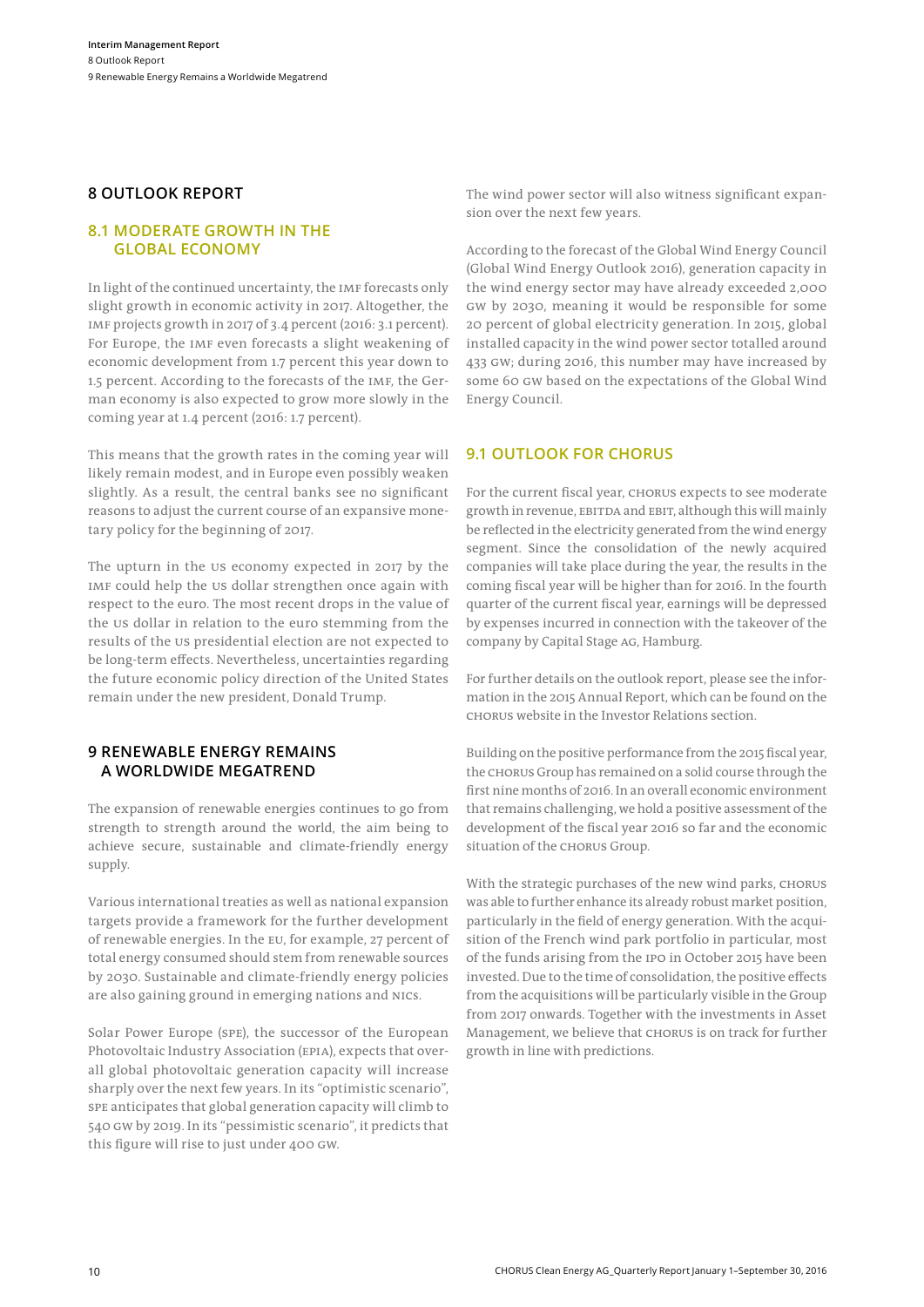## 8 OUTLOOK REPORT

### 8.1 MODERATE GROWTH IN THE GLOBAL ECONOMY

In light of the continued uncertainty, the IMF forecasts only slight growth in economic activity in 2017. Altogether, the IMF projects growth in 2017 of 3.4 percent (2016: 3.1 percent). For Europe, the IMF even forecasts a slight weakening of economic development from 1.7 percent this year down to 1.5 percent. According to the forecasts of the IMF, the German economy is also expected to grow more slowly in the coming year at 1.4 percent (2016: 1.7 percent).

This means that the growth rates in the coming year will likely remain modest, and in Europe even possibly weaken slightly. As a result, the central banks see no significant reasons to adjust the current course of an expansive monetary policy for the beginning of 2017.

The upturn in the US economy expected in 2017 by the IMF could help the US dollar strengthen once again with respect to the euro. The most recent drops in the value of the US dollar in relation to the euro stemming from the results of the US presidential election are not expected to be long-term effects. Nevertheless, uncertainties regarding the future economic policy direction of the United States remain under the new president, Donald Trump.

## 9 RENEWABLE ENERGY REMAINS A WORLDWIDE MEGATREND

The expansion of renewable energies continues to go from strength to strength around the world, the aim being to achieve secure, sustainable and climate-friendly energy supply.

Various international treaties as well as national expansion targets provide a framework for the further development of renewable energies. In the EU, for example, 27 percent of total energy consumed should stem from renewable sources by 2030. Sustainable and climate-friendly energy policies are also gaining ground in emerging nations and NICs.

Solar Power Europe (SPE), the successor of the European Photovoltaic Industry Association (EPIA), expects that overall global photovoltaic generation capacity will increase sharply over the next few years. In its "optimistic scenario", SPE anticipates that global generation capacity will climb to 540 GW by 2019. In its "pessimistic scenario", it predicts that this figure will rise to just under 400 GW.

The wind power sector will also witness significant expansion over the next few years.

According to the forecast of the Global Wind Energy Council (Global Wind Energy Outlook 2016), generation capacity in the wind energy sector may have already exceeded 2,000 GW by 2030, meaning it would be responsible for some 20 percent of global electricity generation. In 2015, global installed capacity in the wind power sector totalled around 433 GW; during 2016, this number may have increased by some 60 GW based on the expectations of the Global Wind Energy Council.

### 9.1 OUTLOOK FOR CHORUS

For the current fiscal year, CHORUS expects to see moderate growth in revenue, EBITDA and EBIT, although this will mainly be reflected in the electricity generated from the wind energy segment. Since the consolidation of the newly acquired companies will take place during the year, the results in the coming fiscal year will be higher than for 2016. In the fourth quarter of the current fiscal year, earnings will be depressed by expenses incurred in connection with the takeover of the company by Capital Stage AG, Hamburg.

For further details on the outlook report, please see the information in the 2015 Annual Report, which can be found on the CHORUS website in the Investor Relations section.

Building on the positive performance from the 2015 fiscal year, the CHORUS Group has remained on a solid course through the first nine months of 2016. In an overall economic environment that remains challenging, we hold a positive assessment of the development of the fiscal year 2016 so far and the economic situation of the CHORUS Group.

With the strategic purchases of the new wind parks, CHORUS was able to further enhance its already robust market position, particularly in the field of energy generation. With the acquisition of the French wind park portfolio in particular, most of the funds arising from the IPO in October 2015 have been invested. Due to the time of consolidation, the positive effects from the acquisitions will be particularly visible in the Group from 2017 onwards. Together with the investments in Asset Management, we believe that CHORUS is on track for further growth in line with predictions.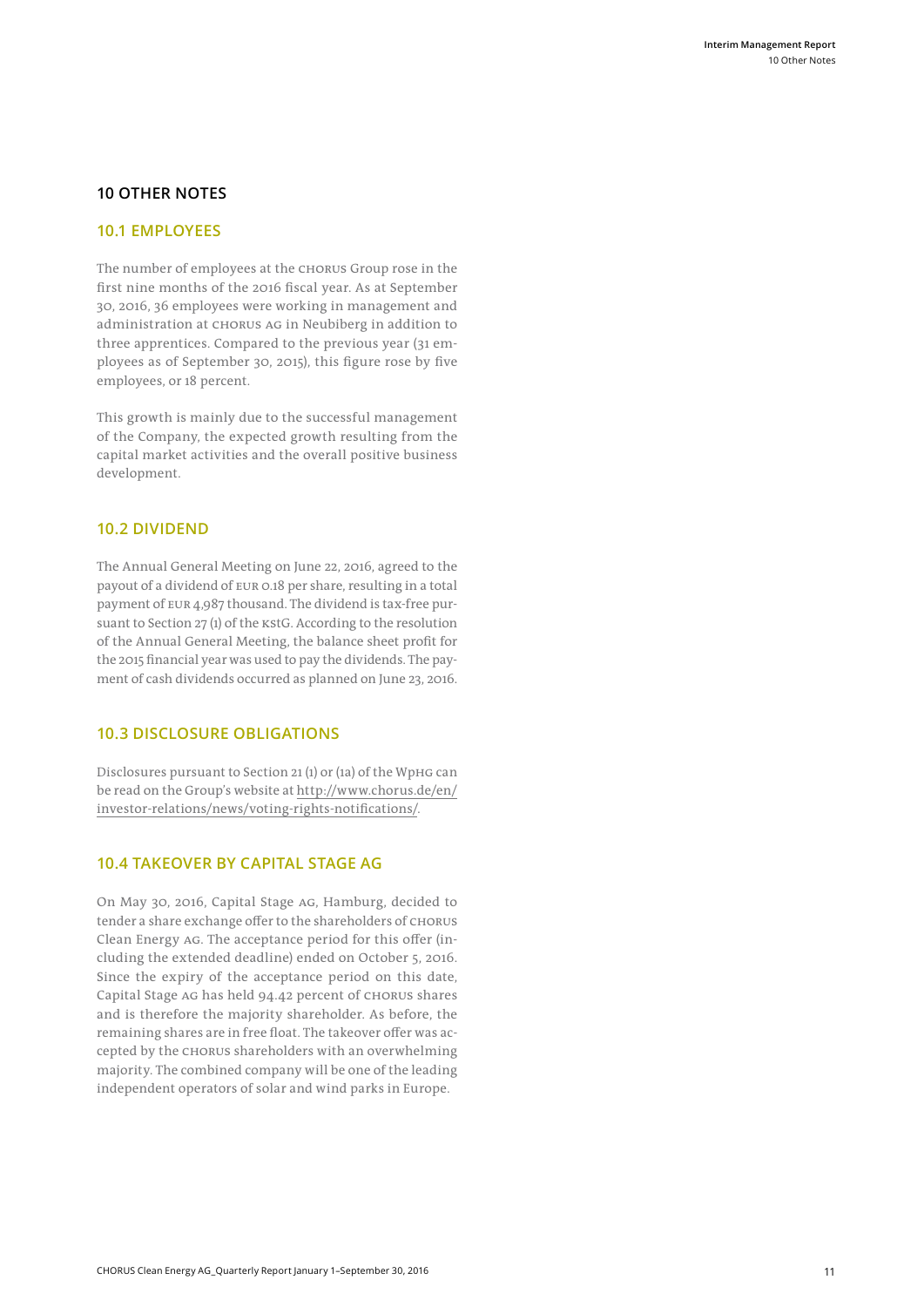## 10 OTHER NOTES

### 10.1 EMPLOYEES

The number of employees at the CHORUS Group rose in the first nine months of the 2016 fiscal year. As at September 30, 2016, 36 employees were working in management and administration at CHORUS AG in Neubiberg in addition to three apprentices. Compared to the previous year (31 employees as of September 30, 2015), this figure rose by five employees, or 18 percent.

This growth is mainly due to the successful management of the Company, the expected growth resulting from the capital market activities and the overall positive business development.

### 10.2 DIVIDEND

The Annual General Meeting on June 22, 2016, agreed to the payout of a dividend of EUR 0.18 per share, resulting in a total payment of EUR 4,987 thousand. The dividend is tax-free pursuant to Section 27 (1) of the KStG. According to the resolution of the Annual General Meeting, the balance sheet profit for the 2015 financial year was used to pay the dividends. The payment of cash dividends occurred as planned on June 23, 2016.

### 10.3 DISCLOSURE OBLIGATIONS

Disclosures pursuant to Section 21 (1) or (1a) of the WpHG can be read on the Group's website at http://www.chorus.de/en/investor-relations/news/voting-rights-notifications/.

### 10.4 TAKEOVER BY CAPITAL STAGE AG

On May 30, 2016, Capital Stage AG, Hamburg, decided to tender a share exchange offer to the shareholders of CHORUS Clean Energy AG. The acceptance period for this offer (including the extended deadline) ended on October 5, 2016. Since the expiry of the acceptance period on this date, Capital Stage AG has held 94.42 percent of CHORUS shares and is therefore the majority shareholder. As before, the remaining shares are in free float. The takeover offer was accepted by the CHORUS shareholders with an overwhelming majority. The combined company will be one of the leading independent operators of solar and wind parks in Europe.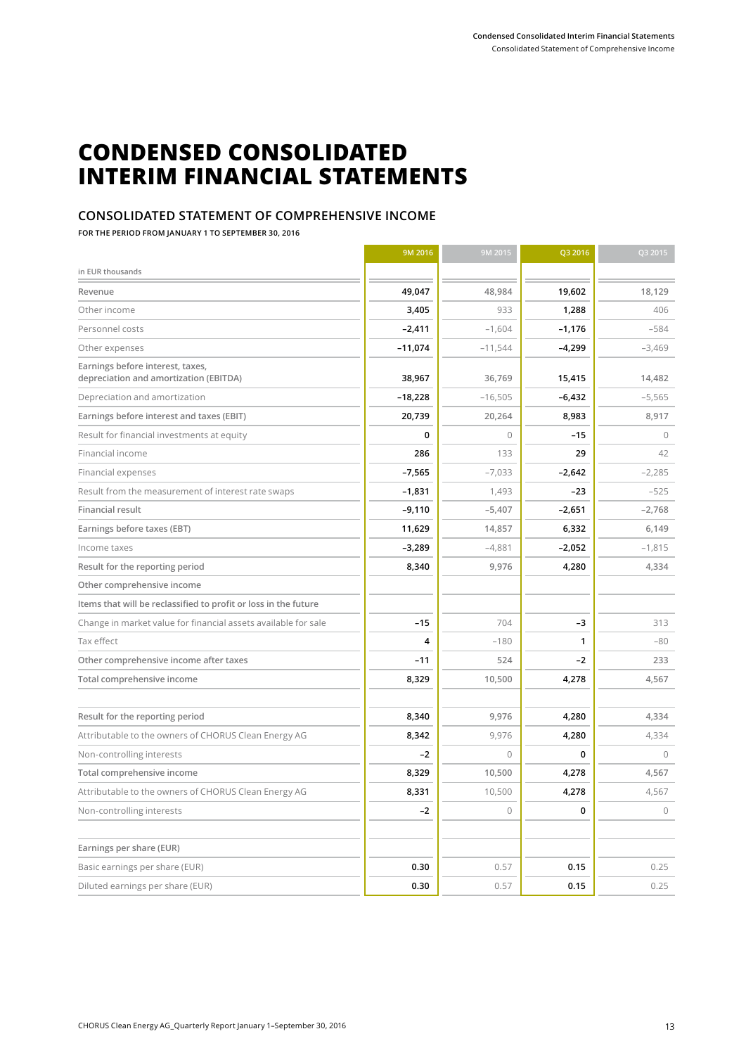# CONDENSED CONSOLIDATED INTERIM FINANCIAL STATEMENTS

## CONSOLIDATED STATEMENT OF COMPREHENSIVE INCOME

**FOR THE PERIOD FROM JANUARY 1 TO SEPTEMBER 30, 2016**

| in EUR thousands | 9M 2016 | 9M 2015 | Q3 2016 | Q3 2015 |
|---|---|---|---|---|
| Revenue | **49,047** | 48,984 | **19,602** | 18,129 |
| Other income | **3,405** | 933 | **1,288** | 406 |
| Personnel costs | **–2,411** | –1,604 | **–1,176** | –584 |
| Other expenses | **–11,074** | –11,544 | **–4,299** | –3,469 |
| Earnings before interest, taxes, depreciation and amortization (EBITDA) | **38,967** | 36,769 | **15,415** | 14,482 |
| Depreciation and amortization | **–18,228** | –16,505 | **–6,432** | –5,565 |
| Earnings before interest and taxes (EBIT) | **20,739** | 20,264 | **8,983** | 8,917 |
| Result for financial investments at equity | **0** | 0 | **–15** | 0 |
| Financial income | **286** | 133 | **29** | 42 |
| Financial expenses | **–7,565** | –7,033 | **–2,642** | –2,285 |
| Result from the measurement of interest rate swaps | **–1,831** | 1,493 | **–23** | –525 |
| Financial result | **–9,110** | –5,407 | **–2,651** | –2,768 |
| Earnings before taxes (EBT) | **11,629** | 14,857 | **6,332** | 6,149 |
| Income taxes | **–3,289** | –4,881 | **–2,052** | –1,815 |
| Result for the reporting period | **8,340** | 9,976 | **4,280** | 4,334 |
| Other comprehensive income | | | | |
| Items that will be reclassified to profit or loss in the future | | | | |
| Change in market value for financial assets available for sale | **–15** | 704 | **–3** | 313 |
| Tax effect | **4** | –180 | **1** | –80 |
| Other comprehensive income after taxes | **–11** | 524 | **–2** | 233 |
| Total comprehensive income | **8,329** | 10,500 | **4,278** | 4,567 |
| | | | | |
| Result for the reporting period | **8,340** | 9,976 | **4,280** | 4,334 |
| Attributable to the owners of CHORUS Clean Energy AG | **8,342** | 9,976 | **4,280** | 4,334 |
| Non-controlling interests | **–2** | 0 | **0** | 0 |
| Total comprehensive income | **8,329** | 10,500 | **4,278** | 4,567 |
| Attributable to the owners of CHORUS Clean Energy AG | **8,331** | 10,500 | **4,278** | 4,567 |
| Non-controlling interests | **–2** | 0 | **0** | 0 |
| | | | | |
| Earnings per share (EUR) | | | | |
| Basic earnings per share (EUR) | **0.30** | 0.57 | **0.15** | 0.25 |
| Diluted earnings per share (EUR) | **0.30** | 0.57 | **0.15** | 0.25 |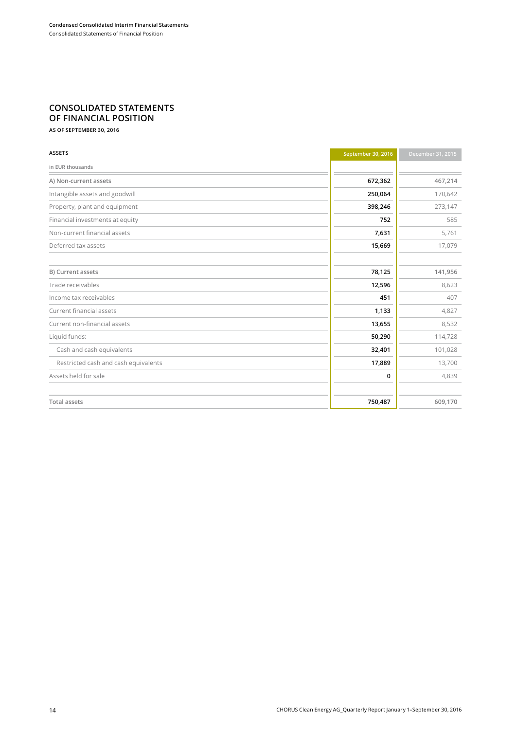# CONSOLIDATED STATEMENTS OF FINANCIAL POSITION

**AS OF SEPTEMBER 30, 2016**

| ASSETS<br>in EUR thousands | September 30, 2016 | December 31, 2015 |
|---|---|---|
| A) Non-current assets | **672,362** | 467,214 |
| Intangible assets and goodwill | **250,064** | 170,642 |
| Property, plant and equipment | **398,246** | 273,147 |
| Financial investments at equity | **752** | 585 |
| Non-current financial assets | **7,631** | 5,761 |
| Deferred tax assets | **15,669** | 17,079 |
| | | |
| B) Current assets | **78,125** | 141,956 |
| Trade receivables | **12,596** | 8,623 |
| Income tax receivables | **451** | 407 |
| Current financial assets | **1,133** | 4,827 |
| Current non-financial assets | **13,655** | 8,532 |
| Liquid funds: | **50,290** | 114,728 |
| Cash and cash equivalents | **32,401** | 101,028 |
| Restricted cash and cash equivalents | **17,889** | 13,700 |
| Assets held for sale | **0** | 4,839 |
| | | |
| Total assets | **750,487** | 609,170 |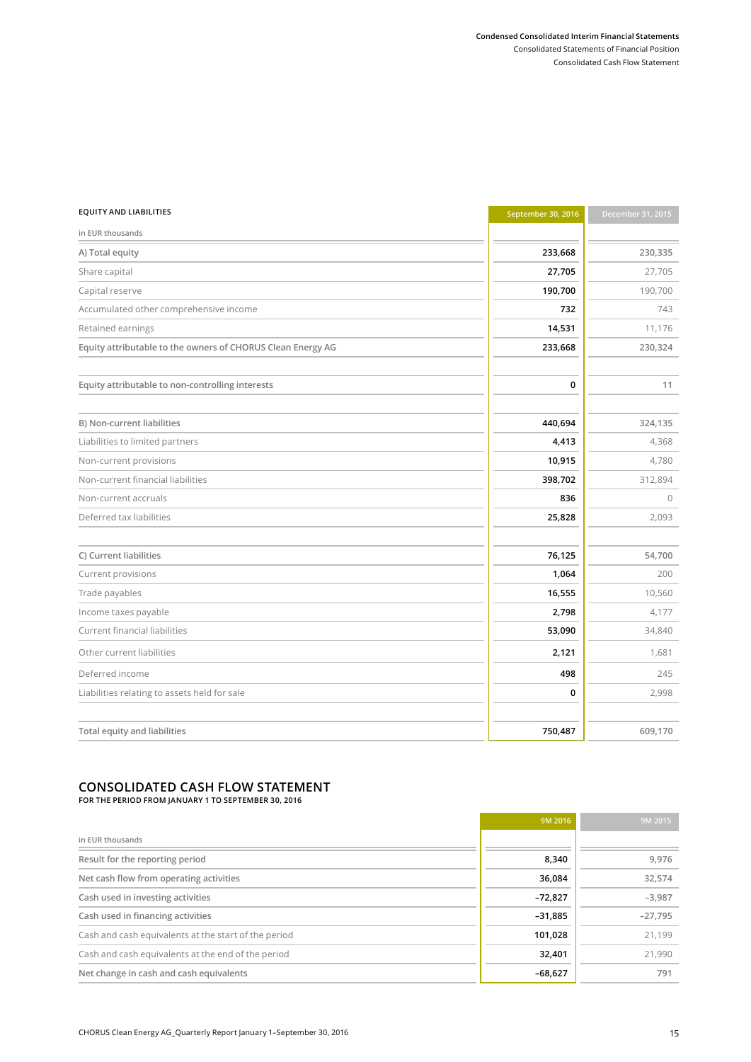| EQUITY AND LIABILITIES | September 30, 2016 | December 31, 2015 |
|---|---|---|
| in EUR thousands | | |
| A) Total equity | 233,668 | 230,335 |
| Share capital | 27,705 | 27,705 |
| Capital reserve | 190,700 | 190,700 |
| Accumulated other comprehensive income | 732 | 743 |
| Retained earnings | 14,531 | 11,176 |
| Equity attributable to the owners of CHORUS Clean Energy AG | 233,668 | 230,324 |
| | | |
| Equity attributable to non-controlling interests | 0 | 11 |
| | | |
| B) Non-current liabilities | 440,694 | 324,135 |
| Liabilities to limited partners | 4,413 | 4,368 |
| Non-current provisions | 10,915 | 4,780 |
| Non-current financial liabilities | 398,702 | 312,894 |
| Non-current accruals | 836 | 0 |
| Deferred tax liabilities | 25,828 | 2,093 |
| | | |
| C) Current liabilities | 76,125 | 54,700 |
| Current provisions | 1,064 | 200 |
| Trade payables | 16,555 | 10,560 |
| Income taxes payable | 2,798 | 4,177 |
| Current financial liabilities | 53,090 | 34,840 |
| Other current liabilities | 2,121 | 1,681 |
| Deferred income | 498 | 245 |
| Liabilities relating to assets held for sale | 0 | 2,998 |
| | | |
| Total equity and liabilities | 750,487 | 609,170 |

## CONSOLIDATED CASH FLOW STATEMENT

**FOR THE PERIOD FROM JANUARY 1 TO SEPTEMBER 30, 2016**

| | 9M 2016 | 9M 2015 |
|---|---|---|
| in EUR thousands | | |
| Result for the reporting period | 8,340 | 9,976 |
| Net cash flow from operating activities | 36,084 | 32,574 |
| Cash used in investing activities | –72,827 | –3,987 |
| Cash used in financing activities | –31,885 | –27,795 |
| Cash and cash equivalents at the start of the period | 101,028 | 21,199 |
| Cash and cash equivalents at the end of the period | 32,401 | 21,990 |
| Net change in cash and cash equivalents | –68,627 | 791 |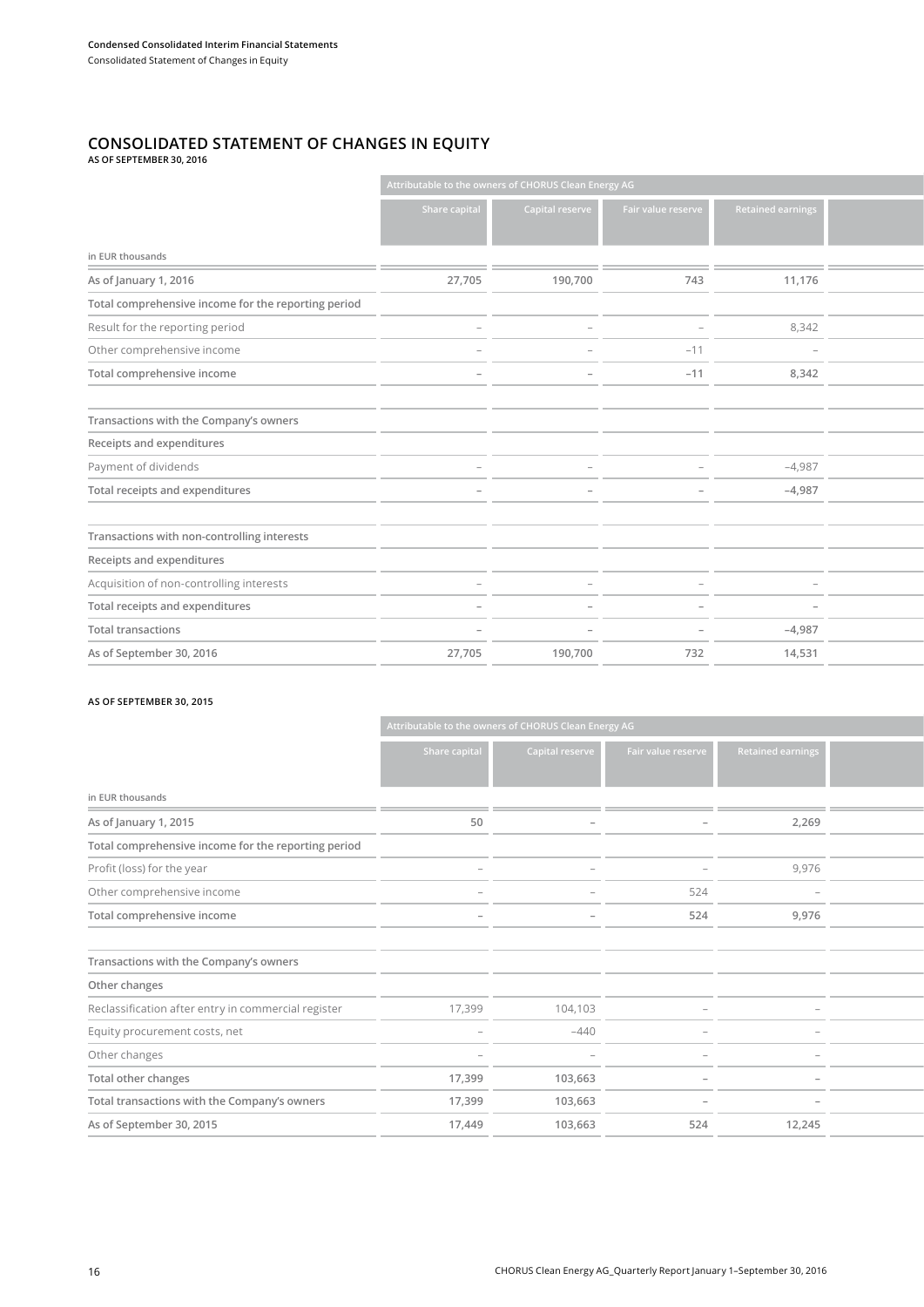# CONSOLIDATED STATEMENT OF CHANGES IN EQUITY

**AS OF SEPTEMBER 30, 2016**

| in EUR thousands | Attributable to the owners of CHORUS Clean Energy AG | | | | |
|---|---|---|---|---|---|
| | Share capital | Capital reserve | Fair value reserve | Retained earnings | |
| **As of January 1, 2016** | 27,705 | 190,700 | 743 | 11,176 | |
| **Total comprehensive income for the reporting period** | | | | | |
| Result for the reporting period | – | – | – | 8,342 | |
| Other comprehensive income | – | – | –11 | – | |
| **Total comprehensive income** | – | – | –11 | 8,342 | |
| | | | | | |
| **Transactions with the Company's owners** | | | | | |
| **Receipts and expenditures** | | | | | |
| Payment of dividends | – | – | – | –4,987 | |
| **Total receipts and expenditures** | – | – | – | –4,987 | |
| | | | | | |
| **Transactions with non-controlling interests** | | | | | |
| **Receipts and expenditures** | | | | | |
| Acquisition of non-controlling interests | – | – | – | – | |
| **Total receipts and expenditures** | – | – | – | – | |
| **Total transactions** | – | – | – | –4,987 | |
| **As of September 30, 2016** | 27,705 | 190,700 | 732 | 14,531 | |

**AS OF SEPTEMBER 30, 2015**

| in EUR thousands | Attributable to the owners of CHORUS Clean Energy AG | | | | |
|---|---|---|---|---|---|
| | Share capital | Capital reserve | Fair value reserve | Retained earnings | |
| **As of January 1, 2015** | 50 | – | – | 2,269 | |
| **Total comprehensive income for the reporting period** | | | | | |
| Profit (loss) for the year | – | – | – | 9,976 | |
| Other comprehensive income | – | – | 524 | – | |
| **Total comprehensive income** | – | – | 524 | 9,976 | |
| | | | | | |
| **Transactions with the Company's owners** | | | | | |
| **Other changes** | | | | | |
| Reclassification after entry in commercial register | 17,399 | 104,103 | – | – | |
| Equity procurement costs, net | – | –440 | – | – | |
| Other changes | – | – | – | – | |
| **Total other changes** | 17,399 | 103,663 | – | – | |
| **Total transactions with the Company's owners** | 17,399 | 103,663 | – | – | |
| **As of September 30, 2015** | 17,449 | 103,663 | 524 | 12,245 | |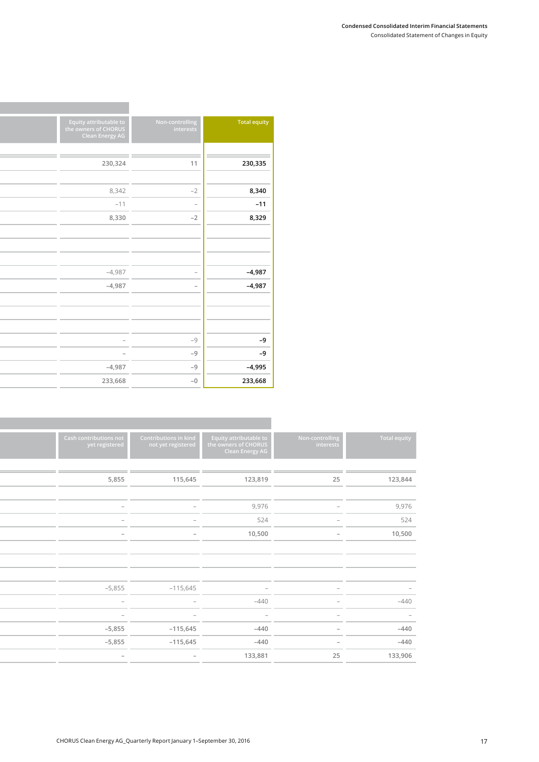| Equity attributable to the owners of CHORUS Clean Energy AG | Non-controlling interests | Total equity |
|---|---|---|
| 230,324 | 11 | **230,335** |
| | | |
| 8,342 | –2 | **8,340** |
| –11 | – | **–11** |
| 8,330 | –2 | **8,329** |
| | | |
| | | |
| –4,987 | – | **–4,987** |
| –4,987 | – | **–4,987** |
| | | |
| | | |
| – | –9 | **–9** |
| – | –9 | **–9** |
| –4,987 | –9 | **–4,995** |
| 233,668 | –0 | **233,668** |

| Cash contributions not yet registered | Contributions in kind not yet registered | Equity attributable to the owners of CHORUS Clean Energy AG | Non-controlling interests | Total equity |
|---|---|---|---|---|
| 5,855 | 115,645 | 123,819 | 25 | 123,844 |
| | | | | |
| – | – | 9,976 | – | 9,976 |
| – | – | 524 | – | 524 |
| – | – | 10,500 | – | 10,500 |
| | | | | |
| | | | | |
| –5,855 | –115,645 | – | – | – |
| – | – | –440 | – | –440 |
| – | – | – | – | – |
| –5,855 | –115,645 | –440 | – | –440 |
| –5,855 | –115,645 | –440 | – | –440 |
| – | – | 133,881 | 25 | 133,906 |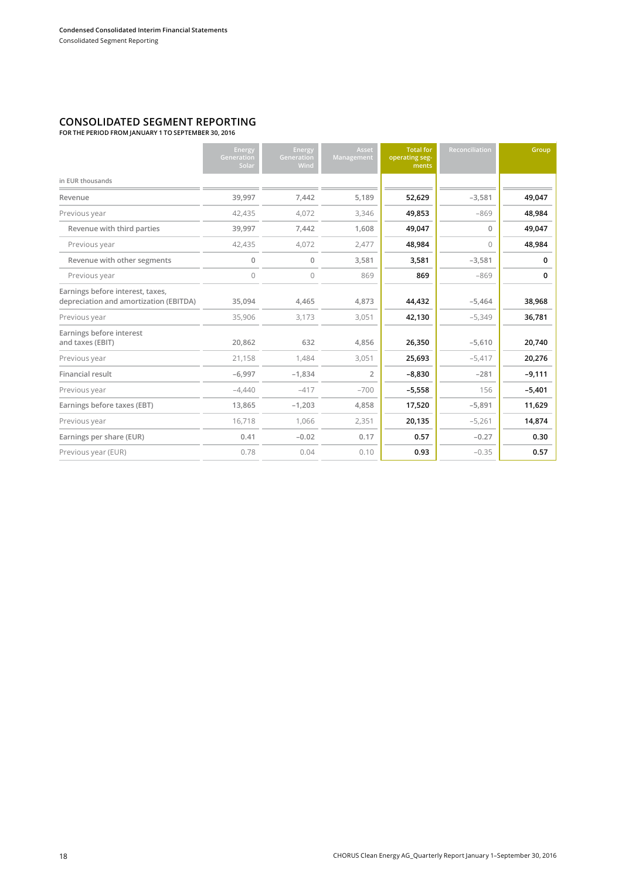## CONSOLIDATED SEGMENT REPORTING

FOR THE PERIOD FROM JANUARY 1 TO SEPTEMBER 30, 2016

| in EUR thousands | Energy Generation Solar | Energy Generation Wind | Asset Management | Total for operating segments | Reconciliation | Group |
|---|---|---|---|---|---|---|
| Revenue | 39,997 | 7,442 | 5,189 | **52,629** | –3,581 | **49,047** |
| Previous year | 42,435 | 4,072 | 3,346 | **49,853** | –869 | **48,984** |
| Revenue with third parties | 39,997 | 7,442 | 1,608 | **49,047** | 0 | **49,047** |
| Previous year | 42,435 | 4,072 | 2,477 | **48,984** | 0 | **48,984** |
| Revenue with other segments | 0 | 0 | 3,581 | **3,581** | –3,581 | **0** |
| Previous year | 0 | 0 | 869 | **869** | –869 | **0** |
| Earnings before interest, taxes, depreciation and amortization (EBITDA) | 35,094 | 4,465 | 4,873 | **44,432** | –5,464 | **38,968** |
| Previous year | 35,906 | 3,173 | 3,051 | **42,130** | –5,349 | **36,781** |
| Earnings before interest and taxes (EBIT) | 20,862 | 632 | 4,856 | **26,350** | –5,610 | **20,740** |
| Previous year | 21,158 | 1,484 | 3,051 | **25,693** | –5,417 | **20,276** |
| Financial result | –6,997 | –1,834 | 2 | **–8,830** | –281 | **–9,111** |
| Previous year | –4,440 | –417 | –700 | **–5,558** | 156 | **–5,401** |
| Earnings before taxes (EBT) | 13,865 | –1,203 | 4,858 | **17,520** | –5,891 | **11,629** |
| Previous year | 16,718 | 1,066 | 2,351 | **20,135** | –5,261 | **14,874** |
| Earnings per share (EUR) | 0.41 | –0.02 | 0.17 | **0.57** | –0.27 | **0.30** |
| Previous year (EUR) | 0.78 | 0.04 | 0.10 | **0.93** | –0.35 | **0.57** |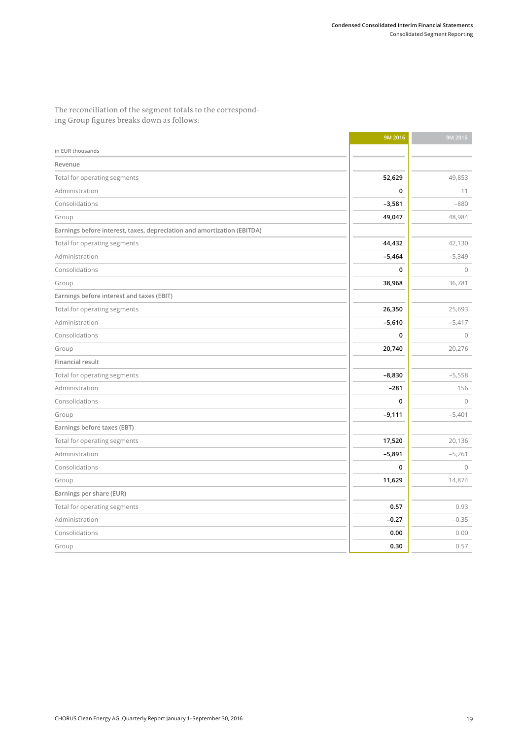The reconciliation of the segment totals to the corresponding Group figures breaks down as follows:

| in EUR thousands | 9M 2016 | 9M 2015 |
| --- | --- | --- |
| **Revenue** | | |
| Total for operating segments | **52,629** | 49,853 |
| Administration | **0** | 11 |
| Consolidations | **–3,581** | –880 |
| Group | **49,047** | 48,984 |
| **Earnings before interest, taxes, depreciation and amortization (EBITDA)** | | |
| Total for operating segments | **44,432** | 42,130 |
| Administration | **–5,464** | –5,349 |
| Consolidations | **0** | 0 |
| Group | **38,968** | 36,781 |
| **Earnings before interest and taxes (EBIT)** | | |
| Total for operating segments | **26,350** | 25,693 |
| Administration | **–5,610** | –5,417 |
| Consolidations | **0** | 0 |
| Group | **20,740** | 20,276 |
| **Financial result** | | |
| Total for operating segments | **–8,830** | –5,558 |
| Administration | **–281** | 156 |
| Consolidations | **0** | 0 |
| Group | **–9,111** | –5,401 |
| **Earnings before taxes (EBT)** | | |
| Total for operating segments | **17,520** | 20,136 |
| Administration | **–5,891** | –5,261 |
| Consolidations | **0** | 0 |
| Group | **11,629** | 14,874 |
| **Earnings per share (EUR)** | | |
| Total for operating segments | **0.57** | 0.93 |
| Administration | **–0.27** | –0.35 |
| Consolidations | **0.00** | 0.00 |
| Group | **0.30** | 0.57 |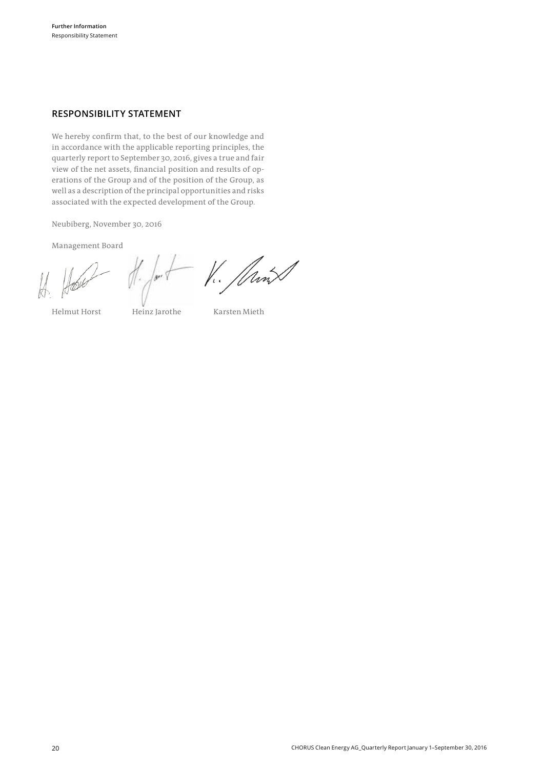## RESPONSIBILITY STATEMENT

We hereby confirm that, to the best of our knowledge and in accordance with the applicable reporting principles, the quarterly report to September 30, 2016, gives a true and fair view of the net assets, financial position and results of operations of the Group and of the position of the Group, as well as a description of the principal opportunities and risks associated with the expected development of the Group.

Neubiberg, November 30, 2016

Management Board

Helmut Horst Heinz Jarothe Karsten Mieth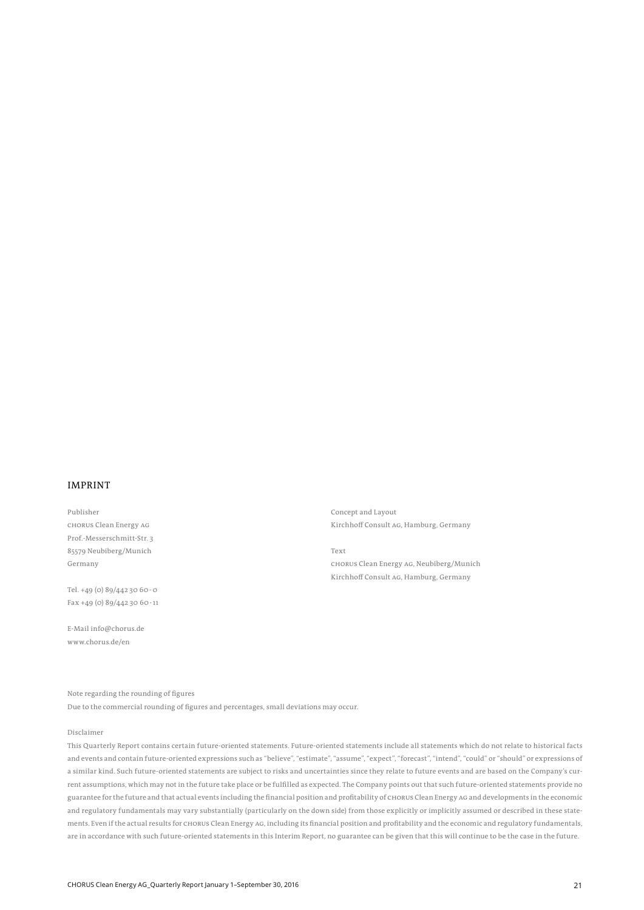# IMPRINT

Publisher
CHORUS Clean Energy AG
Prof.-Messerschmitt-Str. 3
85579 Neubiberg/Munich
Germany

Tel. +49 (0) 89/442 30 60 - 0
Fax +49 (0) 89/442 30 60 - 11

E-Mail info@chorus.de
www.chorus.de/en

Concept and Layout
Kirchhoff Consult AG, Hamburg, Germany

Text
CHORUS Clean Energy AG, Neubiberg/Munich
Kirchhoff Consult AG, Hamburg, Germany

Note regarding the rounding of figures
Due to the commercial rounding of figures and percentages, small deviations may occur.

Disclaimer
This Quarterly Report contains certain future-oriented statements. Future-oriented statements include all statements which do not relate to historical facts and events and contain future-oriented expressions such as "believe", "estimate", "assume", "expect", "forecast", "intend", "could" or "should" or expressions of a similar kind. Such future-oriented statements are subject to risks and uncertainties since they relate to future events and are based on the Company's current assumptions, which may not in the future take place or be fulfilled as expected. The Company points out that such future-oriented statements provide no guarantee for the future and that actual events including the financial position and profitability of CHORUS Clean Energy AG and developments in the economic and regulatory fundamentals may vary substantially (particularly on the down side) from those explicitly or implicitly assumed or described in these statements. Even if the actual results for CHORUS Clean Energy AG, including its financial position and profitability and the economic and regulatory fundamentals, are in accordance with such future-oriented statements in this Interim Report, no guarantee can be given that this will continue to be the case in the future.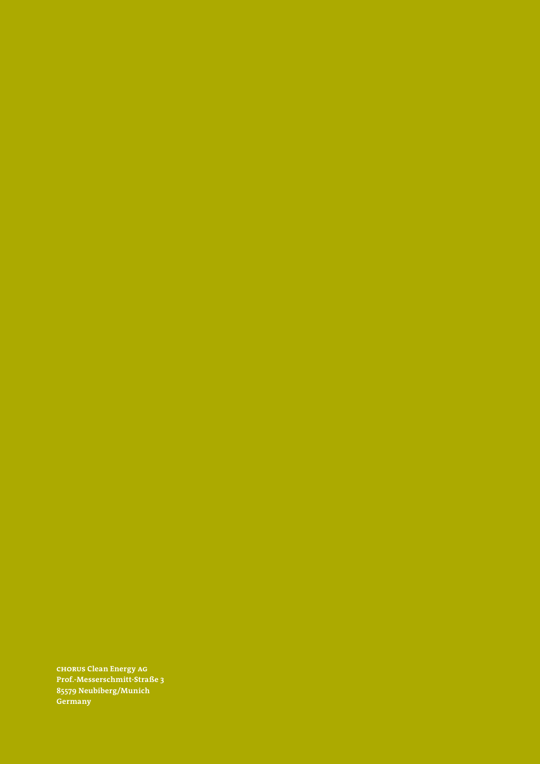**CHORUS Clean Energy AG**
**Prof.-Messerschmitt-Straße 3**
**85579 Neubiberg/Munich**
**Germany**